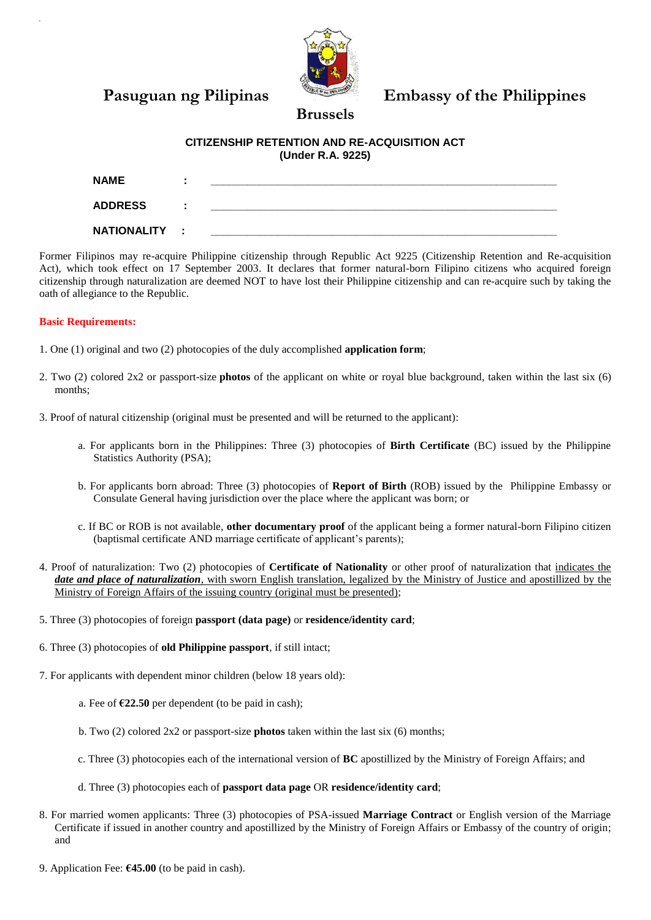# Pasuguan ng Pilipinas — Embassy of the Philippines

## Brussels

### CITIZENSHIP RETENTION AND RE-ACQUISITION ACT
### (Under R.A. 9225)

**NAME** : ____________________________________________

**ADDRESS** : ____________________________________________

**NATIONALITY** : ____________________________________________

Former Filipinos may re-acquire Philippine citizenship through Republic Act 9225 (Citizenship Retention and Re-acquisition Act), which took effect on 17 September 2003. It declares that former natural-born Filipino citizens who acquired foreign citizenship through naturalization are deemed NOT to have lost their Philippine citizenship and can re-acquire such by taking the oath of allegiance to the Republic.

**Basic Requirements:**

1. One (1) original and two (2) photocopies of the duly accomplished **application form**;

2. Two (2) colored 2x2 or passport-size **photos** of the applicant on white or royal blue background, taken within the last six (6) months;

3. Proof of natural citizenship (original must be presented and will be returned to the applicant):

   a. For applicants born in the Philippines: Three (3) photocopies of **Birth Certificate** (BC) issued by the Philippine Statistics Authority (PSA);

   b. For applicants born abroad: Three (3) photocopies of **Report of Birth** (ROB) issued by the Philippine Embassy or Consulate General having jurisdiction over the place where the applicant was born; or

   c. If BC or ROB is not available, **other documentary proof** of the applicant being a former natural-born Filipino citizen (baptismal certificate AND marriage certificate of applicant's parents);

4. Proof of naturalization: Two (2) photocopies of **Certificate of Nationality** or other proof of naturalization that indicates the ***date and place of naturalization***, with sworn English translation, legalized by the Ministry of Justice and apostillized by the Ministry of Foreign Affairs of the issuing country (original must be presented);

5. Three (3) photocopies of foreign **passport (data page)** or **residence/identity card**;

6. Three (3) photocopies of **old Philippine passport**, if still intact;

7. For applicants with dependent minor children (below 18 years old):

   a. Fee of **€22.50** per dependent (to be paid in cash);

   b. Two (2) colored 2x2 or passport-size **photos** taken within the last six (6) months;

   c. Three (3) photocopies each of the international version of **BC** apostillized by the Ministry of Foreign Affairs; and

   d. Three (3) photocopies each of **passport data page** OR **residence/identity card**;

8. For married women applicants: Three (3) photocopies of PSA-issued **Marriage Contract** or English version of the Marriage Certificate if issued in another country and apostillized by the Ministry of Foreign Affairs or Embassy of the country of origin; and

9. Application Fee: **€45.00** (to be paid in cash).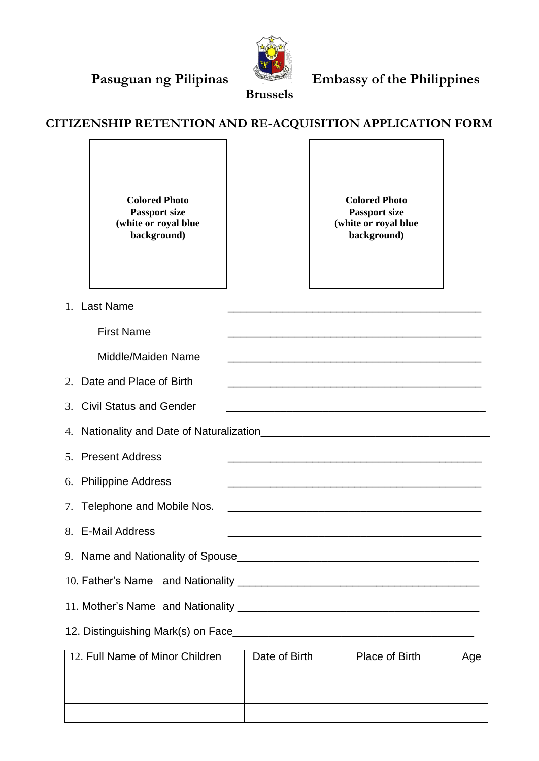Pasuguan ng Pilipinas **Embassy of the Philippines**

**Brussels**

## CITIZENSHIP RETENTION AND RE-ACQUISITION APPLICATION FORM

| Colored Photo Passport size (white or royal blue background) | Colored Photo Passport size (white or royal blue background) |
|---|---|

1. Last Name \_\_\_\_\_\_\_\_\_\_\_\_\_\_\_\_\_\_\_\_\_\_\_\_\_\_\_\_\_\_\_\_\_\_\_\_\_\_\_\_\_\_\_\_

   First Name \_\_\_\_\_\_\_\_\_\_\_\_\_\_\_\_\_\_\_\_\_\_\_\_\_\_\_\_\_\_\_\_\_\_\_\_\_\_\_\_\_\_\_\_

   Middle/Maiden Name \_\_\_\_\_\_\_\_\_\_\_\_\_\_\_\_\_\_\_\_\_\_\_\_\_\_\_\_\_\_\_\_\_\_\_\_\_\_\_\_\_\_\_\_

2. Date and Place of Birth \_\_\_\_\_\_\_\_\_\_\_\_\_\_\_\_\_\_\_\_\_\_\_\_\_\_\_\_\_\_\_\_\_\_\_\_\_\_\_\_\_\_\_\_

3. Civil Status and Gender \_\_\_\_\_\_\_\_\_\_\_\_\_\_\_\_\_\_\_\_\_\_\_\_\_\_\_\_\_\_\_\_\_\_\_\_\_\_\_\_\_\_\_\_

4. Nationality and Date of Naturalization\_\_\_\_\_\_\_\_\_\_\_\_\_\_\_\_\_\_\_\_\_\_\_\_\_\_\_\_\_\_\_\_\_\_\_\_\_\_\_\_

5. Present Address \_\_\_\_\_\_\_\_\_\_\_\_\_\_\_\_\_\_\_\_\_\_\_\_\_\_\_\_\_\_\_\_\_\_\_\_\_\_\_\_\_\_\_\_

6. Philippine Address \_\_\_\_\_\_\_\_\_\_\_\_\_\_\_\_\_\_\_\_\_\_\_\_\_\_\_\_\_\_\_\_\_\_\_\_\_\_\_\_\_\_\_\_

7. Telephone and Mobile Nos. \_\_\_\_\_\_\_\_\_\_\_\_\_\_\_\_\_\_\_\_\_\_\_\_\_\_\_\_\_\_\_\_\_\_\_\_\_\_\_\_\_\_\_\_

8. E-Mail Address \_\_\_\_\_\_\_\_\_\_\_\_\_\_\_\_\_\_\_\_\_\_\_\_\_\_\_\_\_\_\_\_\_\_\_\_\_\_\_\_\_\_\_\_

9. Name and Nationality of Spouse\_\_\_\_\_\_\_\_\_\_\_\_\_\_\_\_\_\_\_\_\_\_\_\_\_\_\_\_\_\_\_\_\_\_\_\_\_\_\_\_\_\_

10. Father's Name and Nationality \_\_\_\_\_\_\_\_\_\_\_\_\_\_\_\_\_\_\_\_\_\_\_\_\_\_\_\_\_\_\_\_\_\_\_\_\_\_\_\_\_\_

11. Mother's Name and Nationality \_\_\_\_\_\_\_\_\_\_\_\_\_\_\_\_\_\_\_\_\_\_\_\_\_\_\_\_\_\_\_\_\_\_\_\_\_\_\_\_\_\_

12. Distinguishing Mark(s) on Face\_\_\_\_\_\_\_\_\_\_\_\_\_\_\_\_\_\_\_\_\_\_\_\_\_\_\_\_\_\_\_\_\_\_\_\_\_\_\_\_\_\_

| 12. Full Name of Minor Children | Date of Birth | Place of Birth | Age |
|---|---|---|---|
| | | | |
| | | | |
| | | | |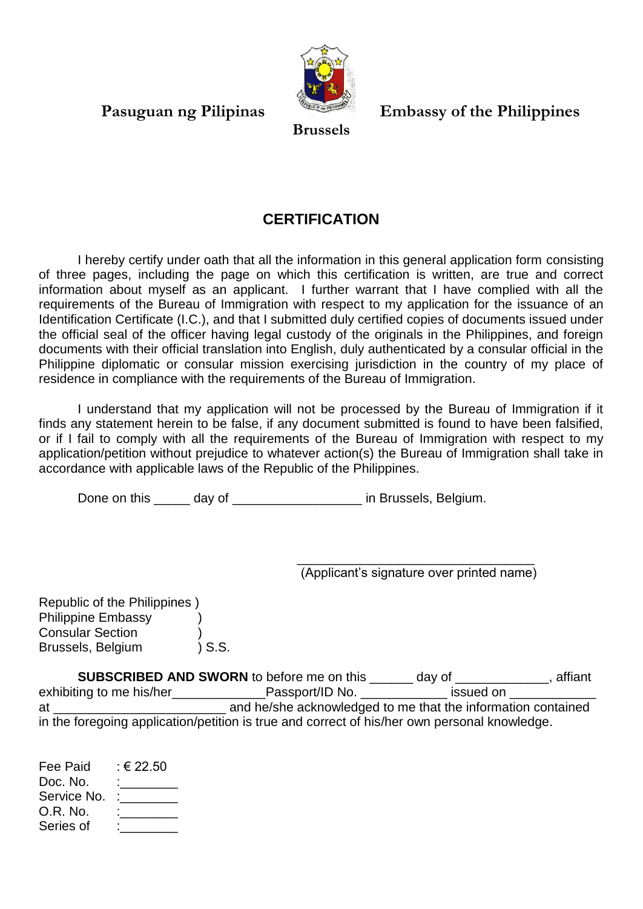**Pasuguan ng Pilipinas** **Embassy of the Philippines**

**Brussels**

## CERTIFICATION

I hereby certify under oath that all the information in this general application form consisting of three pages, including the page on which this certification is written, are true and correct information about myself as an applicant. I further warrant that I have complied with all the requirements of the Bureau of Immigration with respect to my application for the issuance of an Identification Certificate (I.C.), and that I submitted duly certified copies of documents issued under the official seal of the officer having legal custody of the originals in the Philippines, and foreign documents with their official translation into English, duly authenticated by a consular official in the Philippine diplomatic or consular mission exercising jurisdiction in the country of my place of residence in compliance with the requirements of the Bureau of Immigration.

I understand that my application will not be processed by the Bureau of Immigration if it finds any statement herein to be false, if any document submitted is found to have been falsified, or if I fail to comply with all the requirements of the Bureau of Immigration with respect to my application/petition without prejudice to whatever action(s) the Bureau of Immigration shall take in accordance with applicable laws of the Republic of the Philippines.

Done on this _____ day of __________________ in Brussels, Belgium.

__________________________________
(Applicant's signature over printed name)

Republic of the Philippines )
Philippine Embassy )
Consular Section )
Brussels, Belgium ) S.S.

**SUBSCRIBED AND SWORN** to before me on this ______ day of _____________, affiant exhibiting to me his/her_____________Passport/ID No. ____________ issued on ____________ at ________________________ and he/she acknowledged to me that the information contained in the foregoing application/petition is true and correct of his/her own personal knowledge.

Fee Paid : € 22.50
Doc. No. :________
Service No. :________
O.R. No. :________
Series of :________